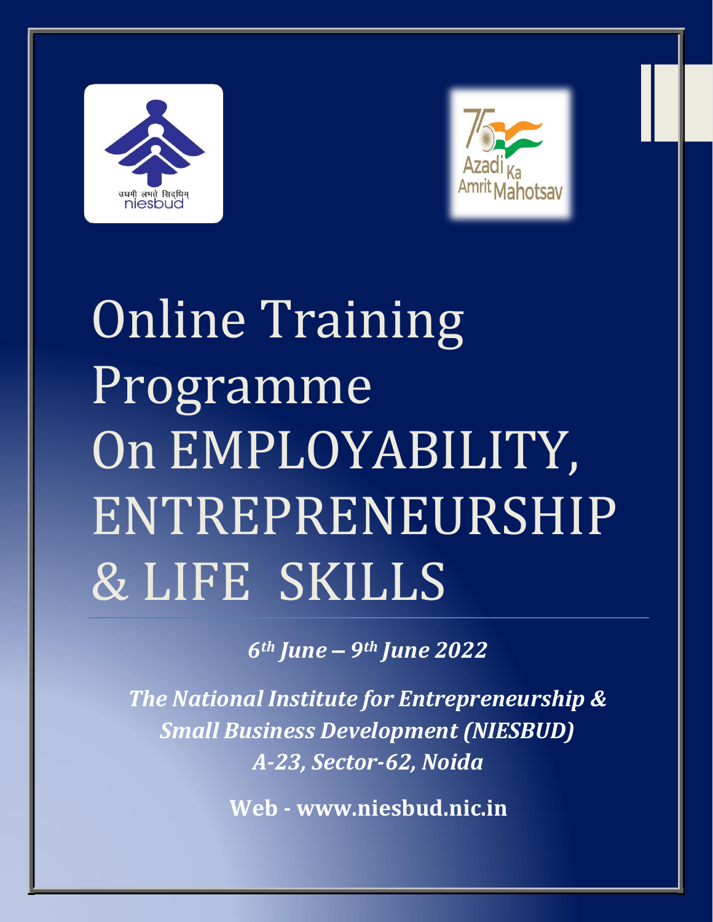# Online Training Programme On EMPLOYABILITY, ENTREPRENEURSHIP & LIFE SKILLS

***6th June – 9th June 2022***

***The National Institute for Entrepreneurship & Small Business Development (NIESBUD)***
***A-23, Sector-62, Noida***

**Web - www.niesbud.nic.in**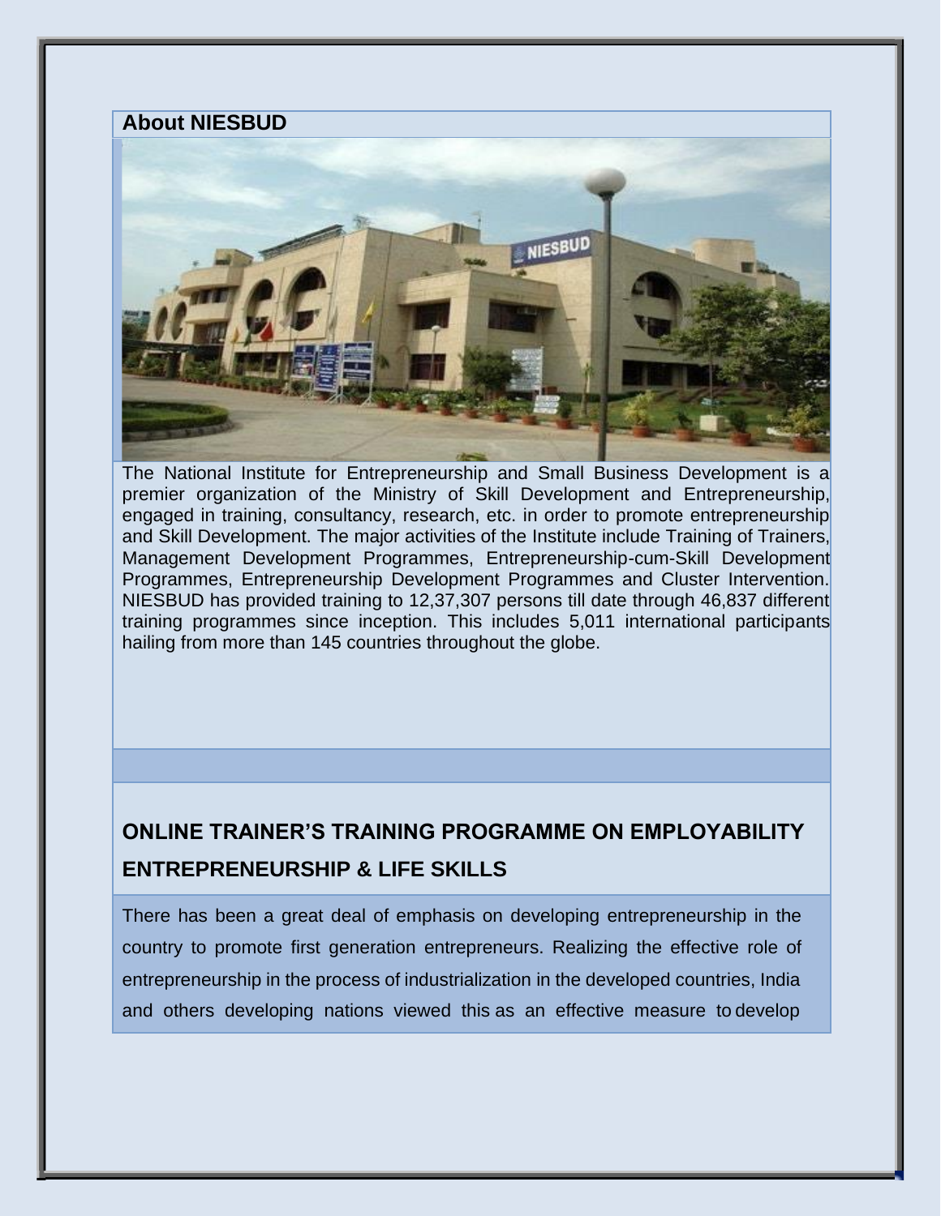## About NIESBUD

The National Institute for Entrepreneurship and Small Business Development is a premier organization of the Ministry of Skill Development and Entrepreneurship, engaged in training, consultancy, research, etc. in order to promote entrepreneurship and Skill Development. The major activities of the Institute include Training of Trainers, Management Development Programmes, Entrepreneurship-cum-Skill Development Programmes, Entrepreneurship Development Programmes and Cluster Intervention. NIESBUD has provided training to 12,37,307 persons till date through 46,837 different training programmes since inception. This includes 5,011 international participants hailing from more than 145 countries throughout the globe.

## ONLINE TRAINER'S TRAINING PROGRAMME ON EMPLOYABILITY ENTREPRENEURSHIP & LIFE SKILLS

There has been a great deal of emphasis on developing entrepreneurship in the country to promote first generation entrepreneurs. Realizing the effective role of entrepreneurship in the process of industrialization in the developed countries, India and others developing nations viewed this as an effective measure to develop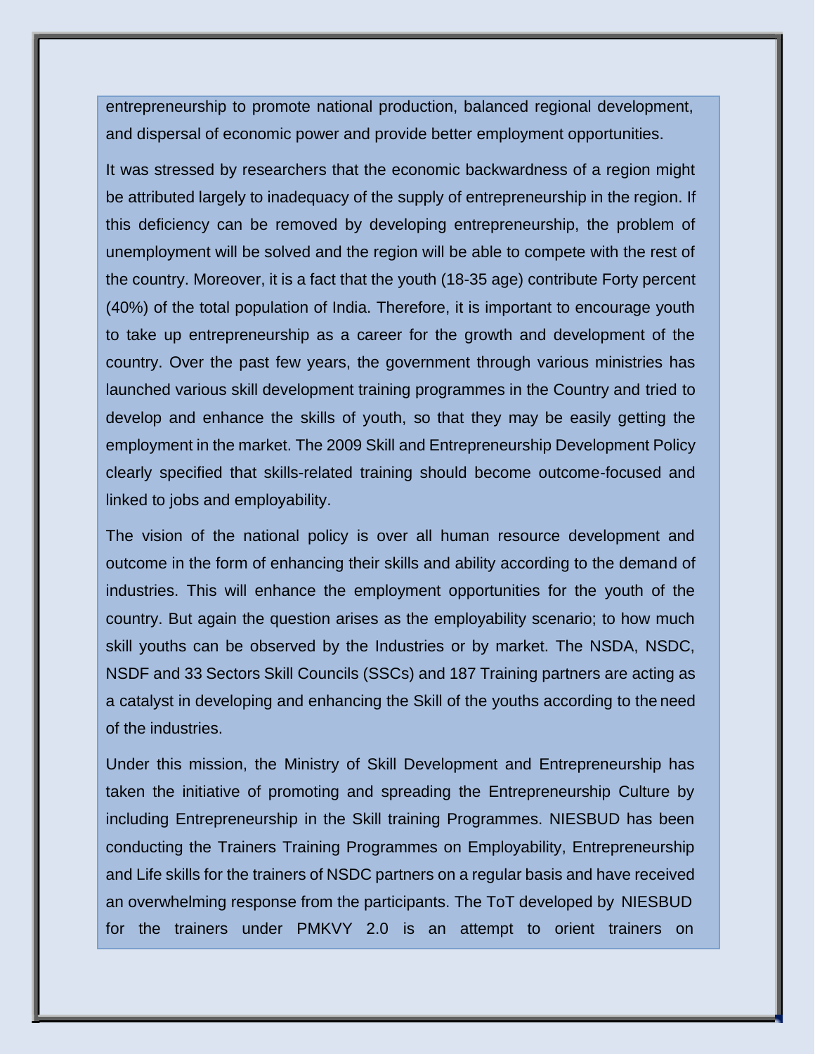entrepreneurship to promote national production, balanced regional development, and dispersal of economic power and provide better employment opportunities.

It was stressed by researchers that the economic backwardness of a region might be attributed largely to inadequacy of the supply of entrepreneurship in the region. If this deficiency can be removed by developing entrepreneurship, the problem of unemployment will be solved and the region will be able to compete with the rest of the country. Moreover, it is a fact that the youth (18-35 age) contribute Forty percent (40%) of the total population of India. Therefore, it is important to encourage youth to take up entrepreneurship as a career for the growth and development of the country. Over the past few years, the government through various ministries has launched various skill development training programmes in the Country and tried to develop and enhance the skills of youth, so that they may be easily getting the employment in the market. The 2009 Skill and Entrepreneurship Development Policy clearly specified that skills-related training should become outcome-focused and linked to jobs and employability.

The vision of the national policy is over all human resource development and outcome in the form of enhancing their skills and ability according to the demand of industries. This will enhance the employment opportunities for the youth of the country. But again the question arises as the employability scenario; to how much skill youths can be observed by the Industries or by market. The NSDA, NSDC, NSDF and 33 Sectors Skill Councils (SSCs) and 187 Training partners are acting as a catalyst in developing and enhancing the Skill of the youths according to the need of the industries.

Under this mission, the Ministry of Skill Development and Entrepreneurship has taken the initiative of promoting and spreading the Entrepreneurship Culture by including Entrepreneurship in the Skill training Programmes. NIESBUD has been conducting the Trainers Training Programmes on Employability, Entrepreneurship and Life skills for the trainers of NSDC partners on a regular basis and have received an overwhelming response from the participants. The ToT developed by NIESBUD for the trainers under PMKVY 2.0 is an attempt to orient trainers on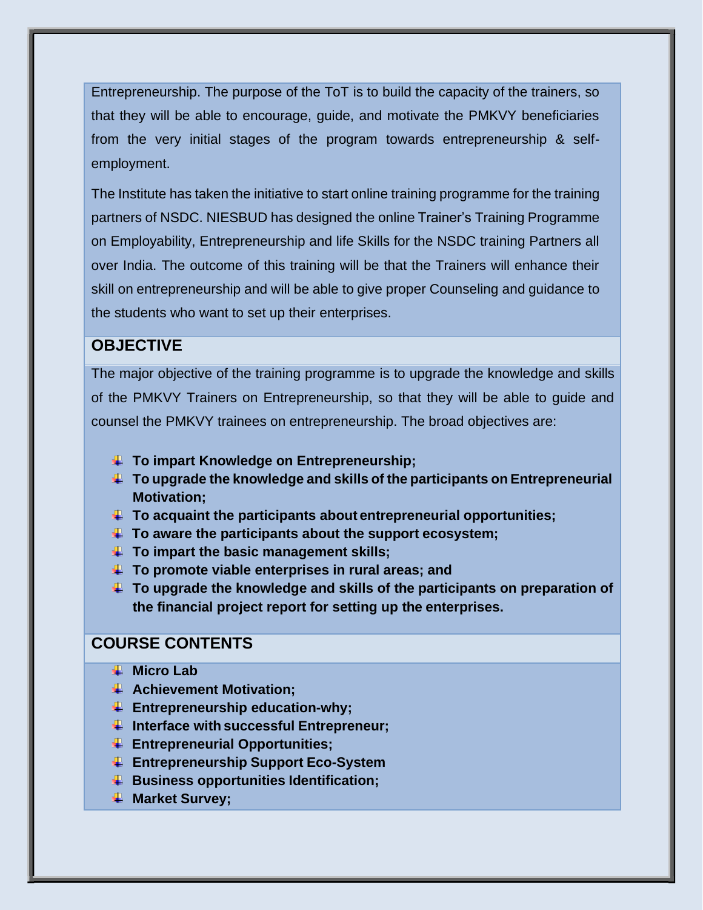Entrepreneurship. The purpose of the ToT is to build the capacity of the trainers, so that they will be able to encourage, guide, and motivate the PMKVY beneficiaries from the very initial stages of the program towards entrepreneurship & self-employment.

The Institute has taken the initiative to start online training programme for the training partners of NSDC. NIESBUD has designed the online Trainer's Training Programme on Employability, Entrepreneurship and life Skills for the NSDC training Partners all over India. The outcome of this training will be that the Trainers will enhance their skill on entrepreneurship and will be able to give proper Counseling and guidance to the students who want to set up their enterprises.

## OBJECTIVE

The major objective of the training programme is to upgrade the knowledge and skills of the PMKVY Trainers on Entrepreneurship, so that they will be able to guide and counsel the PMKVY trainees on entrepreneurship. The broad objectives are:

- **To impart Knowledge on Entrepreneurship;**
- **To upgrade the knowledge and skills of the participants on Entrepreneurial Motivation;**
- **To acquaint the participants about entrepreneurial opportunities;**
- **To aware the participants about the support ecosystem;**
- **To impart the basic management skills;**
- **To promote viable enterprises in rural areas; and**
- **To upgrade the knowledge and skills of the participants on preparation of the financial project report for setting up the enterprises.**

## COURSE CONTENTS

- **Micro Lab**
- **Achievement Motivation;**
- **Entrepreneurship education-why;**
- **Interface with successful Entrepreneur;**
- **Entrepreneurial Opportunities;**
- **Entrepreneurship Support Eco-System**
- **Business opportunities Identification;**
- **Market Survey;**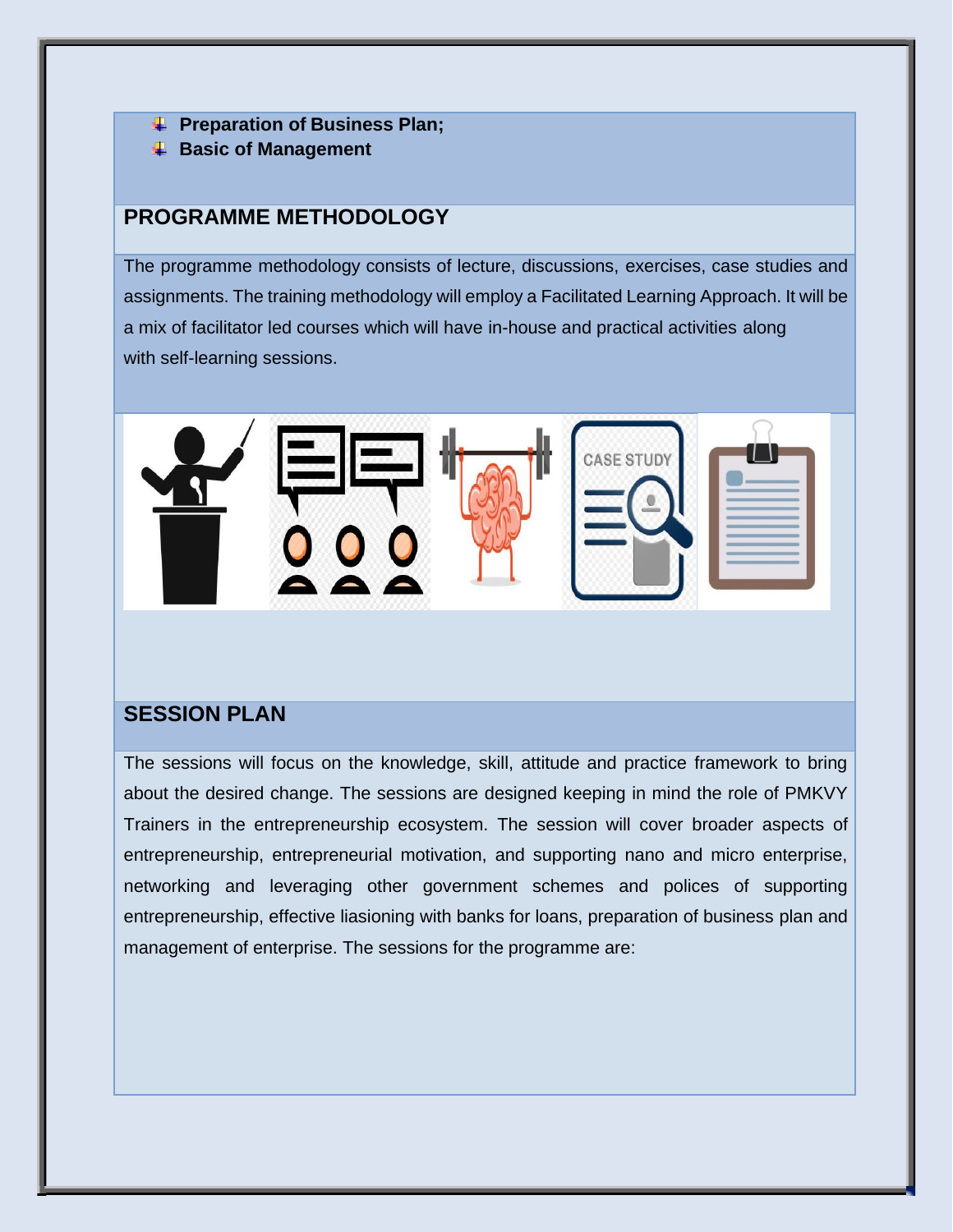- **Preparation of Business Plan;**
- **Basic of Management**

## PROGRAMME METHODOLOGY

The programme methodology consists of lecture, discussions, exercises, case studies and assignments. The training methodology will employ a Facilitated Learning Approach. It will be a mix of facilitator led courses which will have in-house and practical activities along with self-learning sessions.

## SESSION PLAN

The sessions will focus on the knowledge, skill, attitude and practice framework to bring about the desired change. The sessions are designed keeping in mind the role of PMKVY Trainers in the entrepreneurship ecosystem. The session will cover broader aspects of entrepreneurship, entrepreneurial motivation, and supporting nano and micro enterprise, networking and leveraging other government schemes and polices of supporting entrepreneurship, effective liasioning with banks for loans, preparation of business plan and management of enterprise. The sessions for the programme are: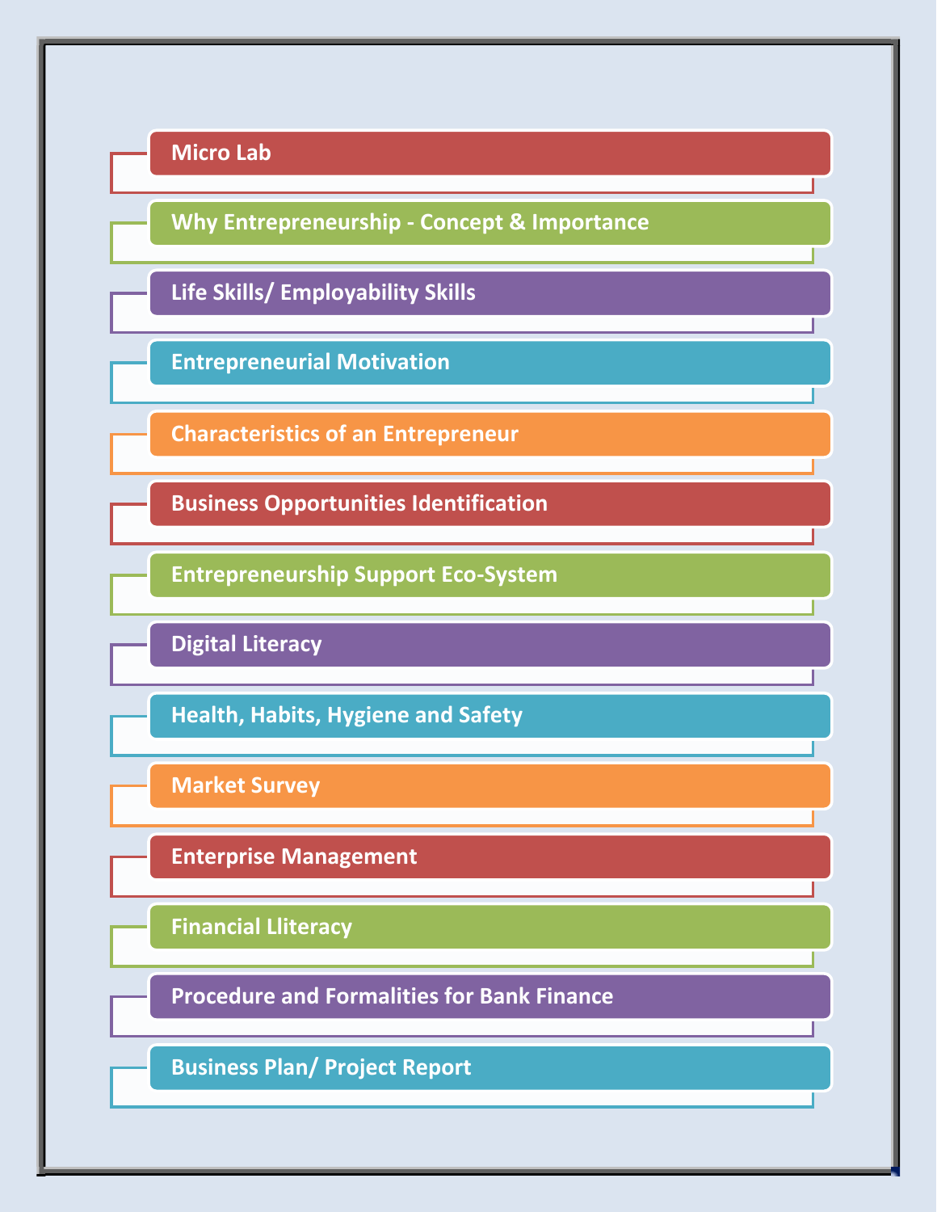- Micro Lab
- Why Entrepreneurship - Concept & Importance
- Life Skills/ Employability Skills
- Entrepreneurial Motivation
- Characteristics of an Entrepreneur
- Business Opportunities Identification
- Entrepreneurship Support Eco-System
- Digital Literacy
- Health, Habits, Hygiene and Safety
- Market Survey
- Enterprise Management
- Financial Lliteracy
- Procedure and Formalities for Bank Finance
- Business Plan/ Project Report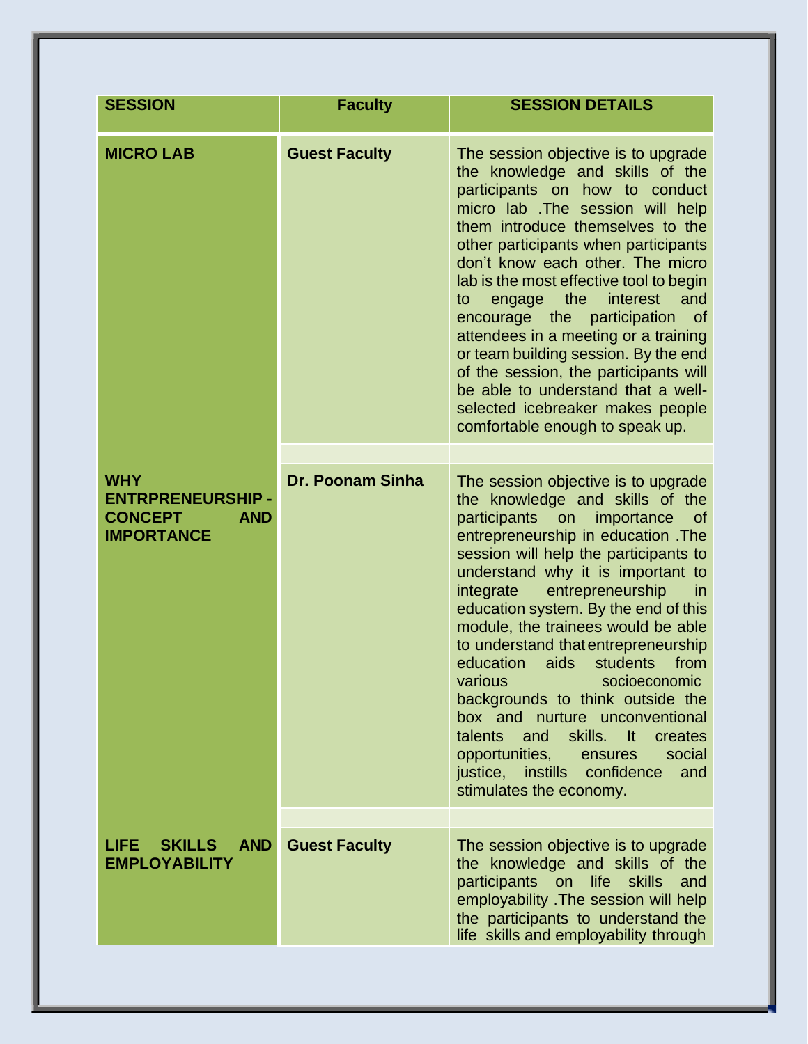| SESSION | Faculty | SESSION DETAILS |
|---|---|---|
| **MICRO LAB** | **Guest Faculty** | The session objective is to upgrade the knowledge and skills of the participants on how to conduct micro lab .The session will help them introduce themselves to the other participants when participants don't know each other. The micro lab is the most effective tool to begin to engage the interest and encourage the participation of attendees in a meeting or a training or team building session. By the end of the session, the participants will be able to understand that a well-selected icebreaker makes people comfortable enough to speak up. |
| | | |
| **WHY ENTRPRENEURSHIP - CONCEPT AND IMPORTANCE** | **Dr. Poonam Sinha** | The session objective is to upgrade the knowledge and skills of the participants on importance of entrepreneurship in education .The session will help the participants to understand why it is important to integrate entrepreneurship in education system. By the end of this module, the trainees would be able to understand that entrepreneurship education aids students from various socioeconomic backgrounds to think outside the box and nurture unconventional talents and skills. It creates opportunities, ensures social justice, instills confidence and stimulates the economy. |
| | | |
| **LIFE SKILLS AND EMPLOYABILITY** | **Guest Faculty** | The session objective is to upgrade the knowledge and skills of the participants on life skills and employability .The session will help the participants to understand the life skills and employability through |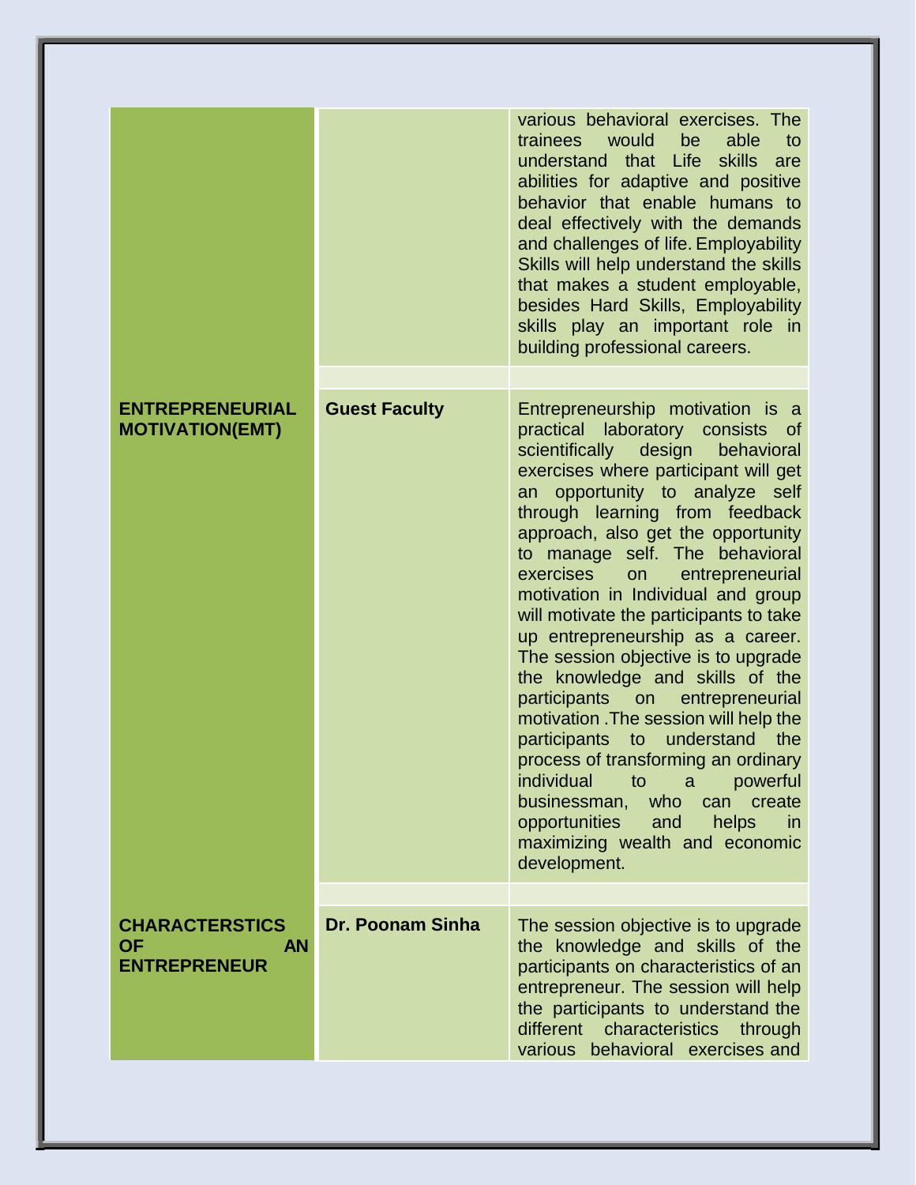| | | |
|---|---|---|
| | | various behavioral exercises. The trainees would be able to understand that Life skills are abilities for adaptive and positive behavior that enable humans to deal effectively with the demands and challenges of life. Employability Skills will help understand the skills that makes a student employable, besides Hard Skills, Employability skills play an important role in building professional careers. |
| | | |
| **ENTREPRENEURIAL MOTIVATION(EMT)** | **Guest Faculty** | Entrepreneurship motivation is a practical laboratory consists of scientifically design behavioral exercises where participant will get an opportunity to analyze self through learning from feedback approach, also get the opportunity to manage self. The behavioral exercises on entrepreneurial motivation in Individual and group will motivate the participants to take up entrepreneurship as a career. The session objective is to upgrade the knowledge and skills of the participants on entrepreneurial motivation .The session will help the participants to understand the process of transforming an ordinary individual to a powerful businessman, who can create opportunities and helps in maximizing wealth and economic development. |
| | | |
| **CHARACTERSTICS OF AN ENTREPRENEUR** | **Dr. Poonam Sinha** | The session objective is to upgrade the knowledge and skills of the participants on characteristics of an entrepreneur. The session will help the participants to understand the different characteristics through various behavioral exercises and |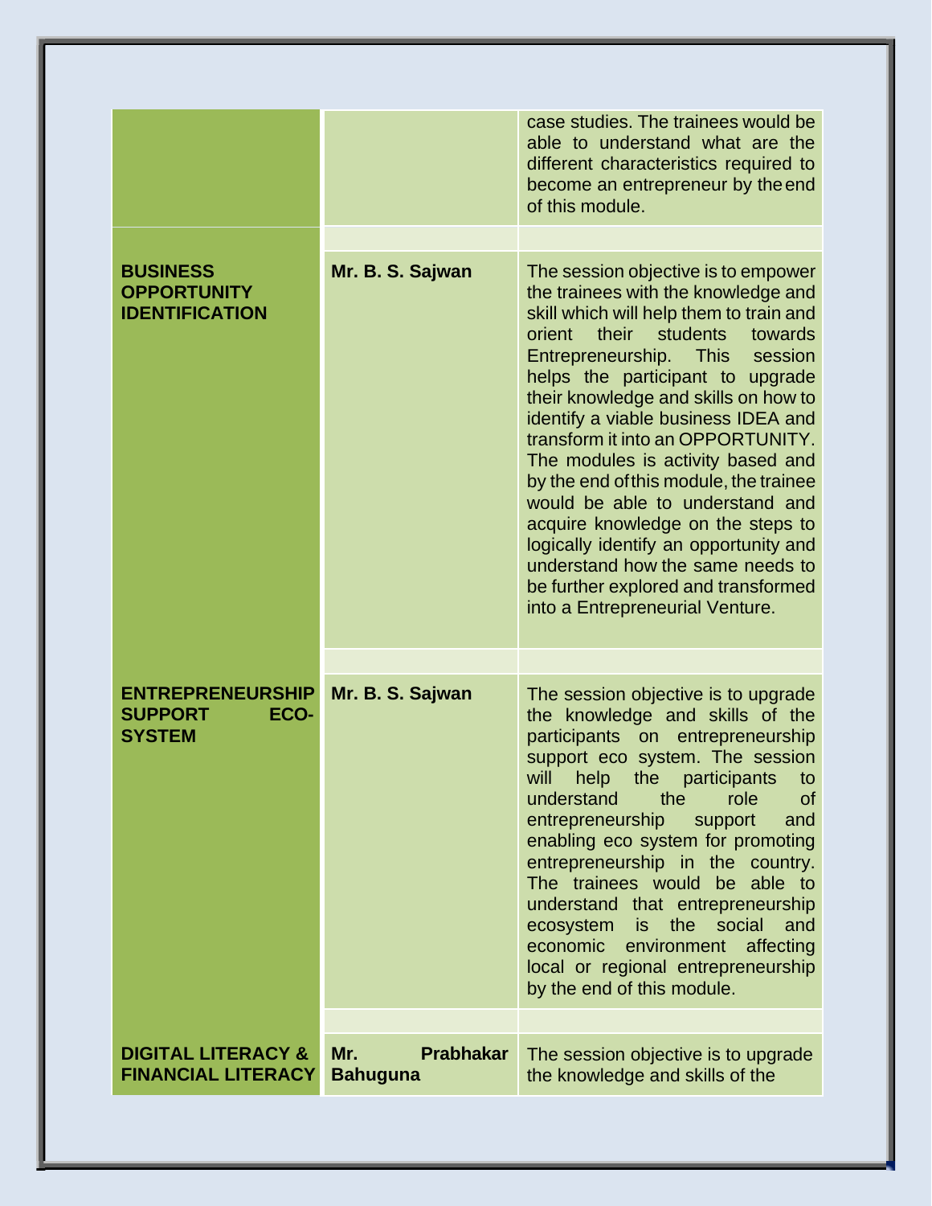| | | |
|---|---|---|
| | | case studies. The trainees would be able to understand what are the different characteristics required to become an entrepreneur by the end of this module. |
| | | |
| **BUSINESS OPPORTUNITY IDENTIFICATION** | **Mr. B. S. Sajwan** | The session objective is to empower the trainees with the knowledge and skill which will help them to train and orient their students towards Entrepreneurship. This session helps the participant to upgrade their knowledge and skills on how to identify a viable business IDEA and transform it into an OPPORTUNITY. The modules is activity based and by the end of this module, the trainee would be able to understand and acquire knowledge on the steps to logically identify an opportunity and understand how the same needs to be further explored and transformed into a Entrepreneurial Venture. |
| | | |
| **ENTREPRENEURSHIP SUPPORT ECO-SYSTEM** | **Mr. B. S. Sajwan** | The session objective is to upgrade the knowledge and skills of the participants on entrepreneurship support eco system. The session will help the participants to understand the role of entrepreneurship support and enabling eco system for promoting entrepreneurship in the country. The trainees would be able to understand that entrepreneurship ecosystem is the social and economic environment affecting local or regional entrepreneurship by the end of this module. |
| | | |
| **DIGITAL LITERACY & FINANCIAL LITERACY** | **Mr. Prabhakar Bahuguna** | The session objective is to upgrade the knowledge and skills of the |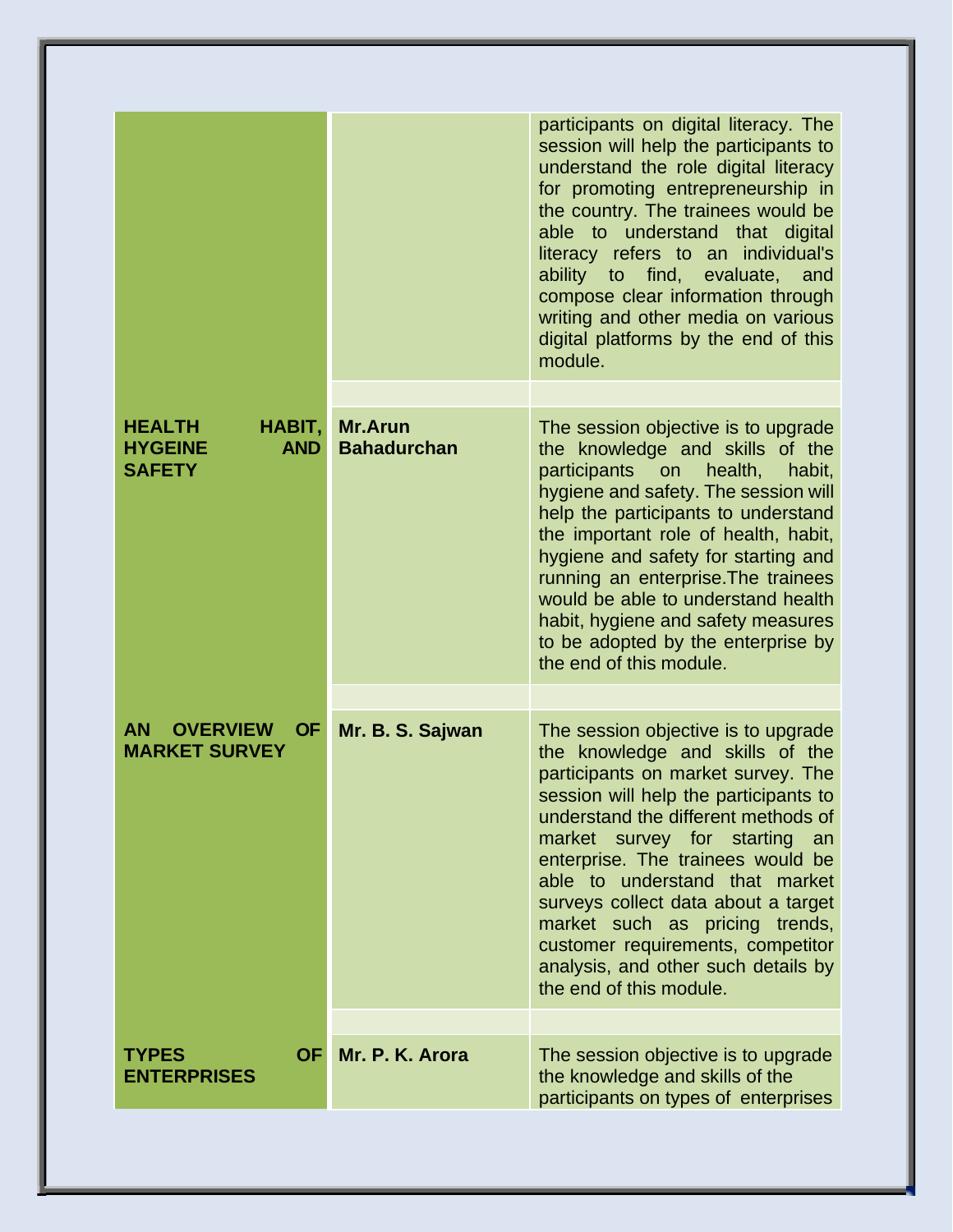| | | |
|---|---|---|
| | | participants on digital literacy. The session will help the participants to understand the role digital literacy for promoting entrepreneurship in the country. The trainees would be able to understand that digital literacy refers to an individual's ability to find, evaluate, and compose clear information through writing and other media on various digital platforms by the end of this module. |
| | | |
| **HEALTH HABIT, HYGEINE AND SAFETY** | **Mr.Arun Bahadurchan** | The session objective is to upgrade the knowledge and skills of the participants on health, habit, hygiene and safety. The session will help the participants to understand the important role of health, habit, hygiene and safety for starting and running an enterprise.The trainees would be able to understand health habit, hygiene and safety measures to be adopted by the enterprise by the end of this module. |
| | | |
| **AN OVERVIEW OF MARKET SURVEY** | **Mr. B. S. Sajwan** | The session objective is to upgrade the knowledge and skills of the participants on market survey. The session will help the participants to understand the different methods of market survey for starting an enterprise. The trainees would be able to understand that market surveys collect data about a target market such as pricing trends, customer requirements, competitor analysis, and other such details by the end of this module. |
| | | |
| **TYPES OF ENTERPRISES** | **Mr. P. K. Arora** | The session objective is to upgrade the knowledge and skills of the participants on types of enterprises |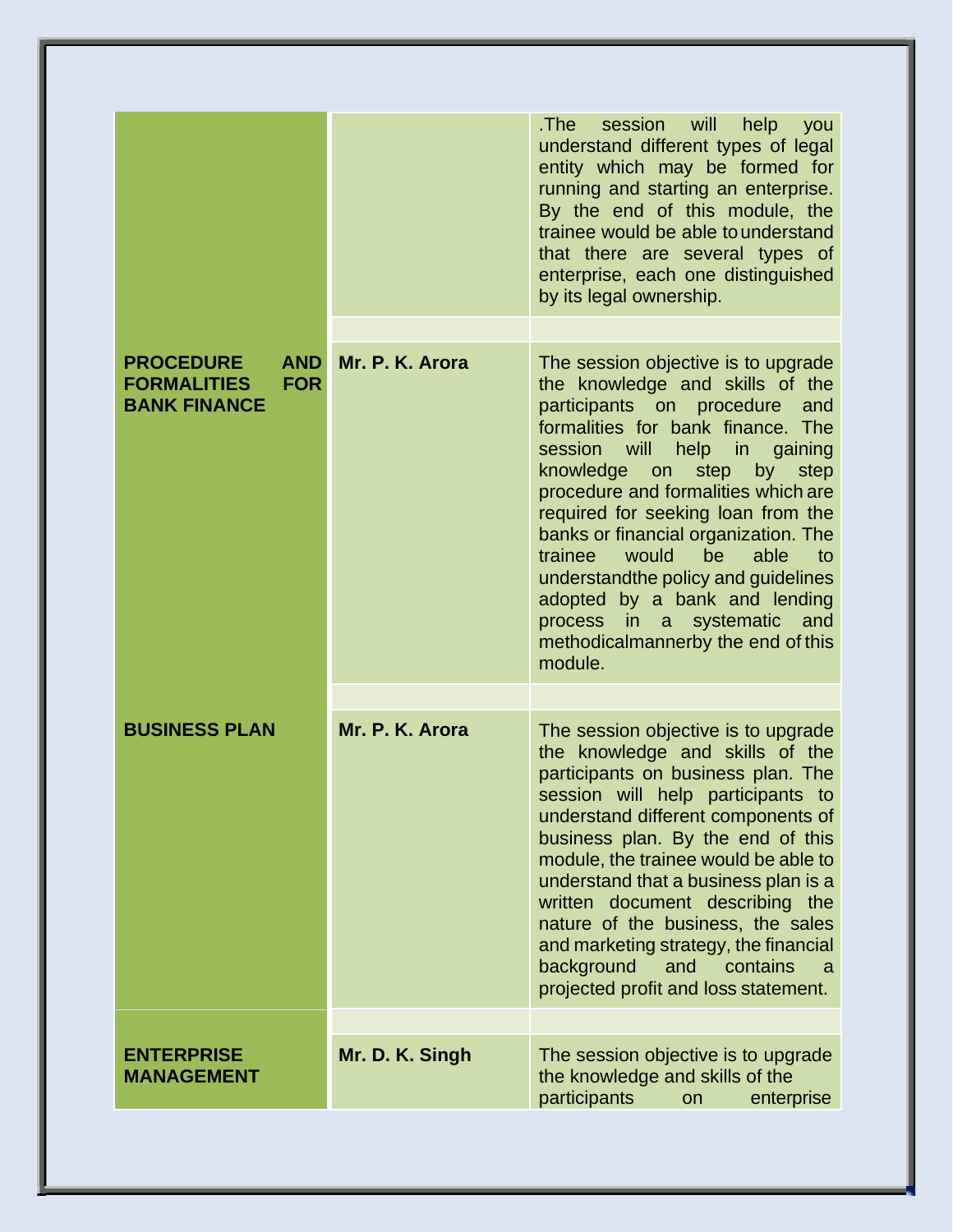| | | |
|---|---|---|
| | | .The session will help you understand different types of legal entity which may be formed for running and starting an enterprise. By the end of this module, the trainee would be able to understand that there are several types of enterprise, each one distinguished by its legal ownership. |
| | | |
| **PROCEDURE AND FORMALITIES FOR BANK FINANCE** | **Mr. P. K. Arora** | The session objective is to upgrade the knowledge and skills of the participants on procedure and formalities for bank finance. The session will help in gaining knowledge on step by step procedure and formalities which are required for seeking loan from the banks or financial organization. The trainee would be able to understandthe policy and guidelines adopted by a bank and lending process in a systematic and methodicalmannerby the end of this module. |
| | | |
| **BUSINESS PLAN** | **Mr. P. K. Arora** | The session objective is to upgrade the knowledge and skills of the participants on business plan. The session will help participants to understand different components of business plan. By the end of this module, the trainee would be able to understand that a business plan is a written document describing the nature of the business, the sales and marketing strategy, the financial background and contains a projected profit and loss statement. |
| | | |
| **ENTERPRISE MANAGEMENT** | **Mr. D. K. Singh** | The session objective is to upgrade the knowledge and skills of the participants on enterprise |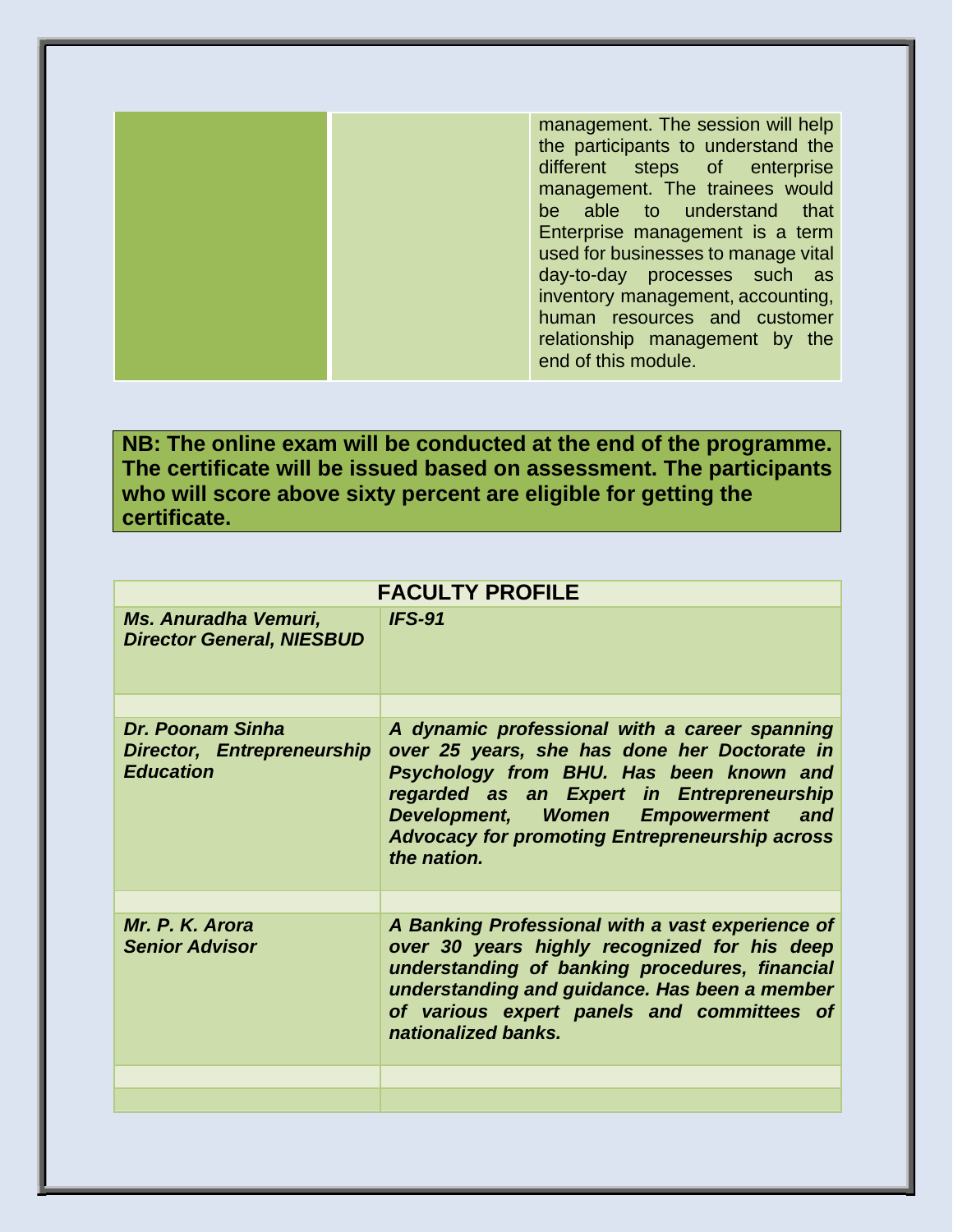| | | |
|---|---|---|
| | | management. The session will help the participants to understand the different steps of enterprise management. The trainees would be able to understand that Enterprise management is a term used for businesses to manage vital day-to-day processes such as inventory management, accounting, human resources and customer relationship management by the end of this module. |

**NB: The online exam will be conducted at the end of the programme. The certificate will be issued based on assessment. The participants who will score above sixty percent are eligible for getting the certificate.**

| FACULTY PROFILE | |
|---|---|
| ***Ms. Anuradha Vemuri, Director General, NIESBUD*** | ***IFS-91*** |
| | |
| ***Dr. Poonam Sinha Director, Entrepreneurship Education*** | ***A dynamic professional with a career spanning over 25 years, she has done her Doctorate in Psychology from BHU. Has been known and regarded as an Expert in Entrepreneurship Development, Women Empowerment and Advocacy for promoting Entrepreneurship across the nation.*** |
| | |
| ***Mr. P. K. Arora Senior Advisor*** | ***A Banking Professional with a vast experience of over 30 years highly recognized for his deep understanding of banking procedures, financial understanding and guidance. Has been a member of various expert panels and committees of nationalized banks.*** |
| | |
| | |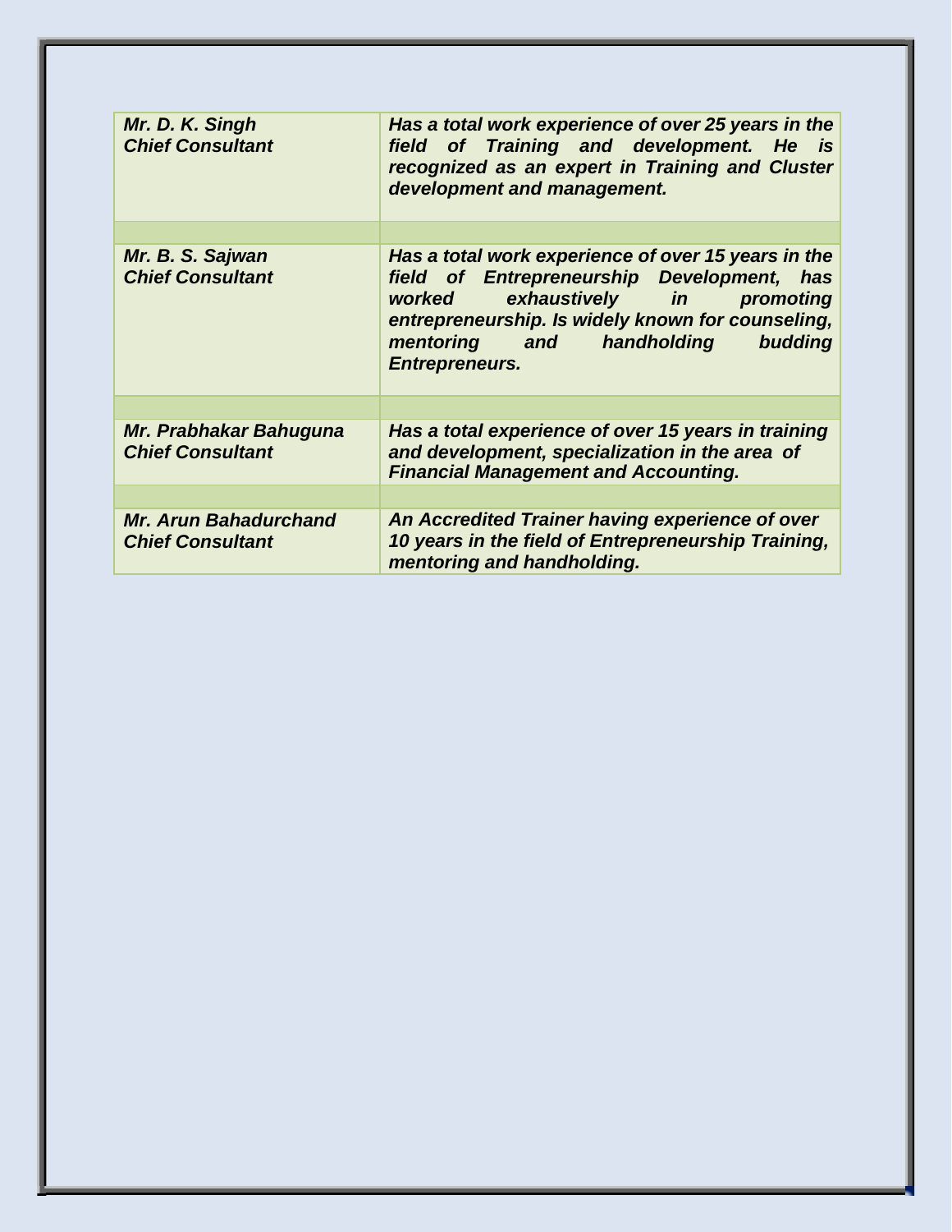| | |
|---|---|
| ***Mr. D. K. Singh***<br>***Chief Consultant*** | ***Has a total work experience of over 25 years in the field of Training and development. He is recognized as an expert in Training and Cluster development and management.*** |
| | |
| ***Mr. B. S. Sajwan***<br>***Chief Consultant*** | ***Has a total work experience of over 15 years in the field of Entrepreneurship Development, has worked exhaustively in promoting entrepreneurship. Is widely known for counseling, mentoring and handholding budding Entrepreneurs.*** |
| | |
| ***Mr. Prabhakar Bahuguna***<br>***Chief Consultant*** | ***Has a total experience of over 15 years in training and development, specialization in the area of Financial Management and Accounting.*** |
| | |
| ***Mr. Arun Bahadurchand***<br>***Chief Consultant*** | ***An Accredited Trainer having experience of over 10 years in the field of Entrepreneurship Training, mentoring and handholding.*** |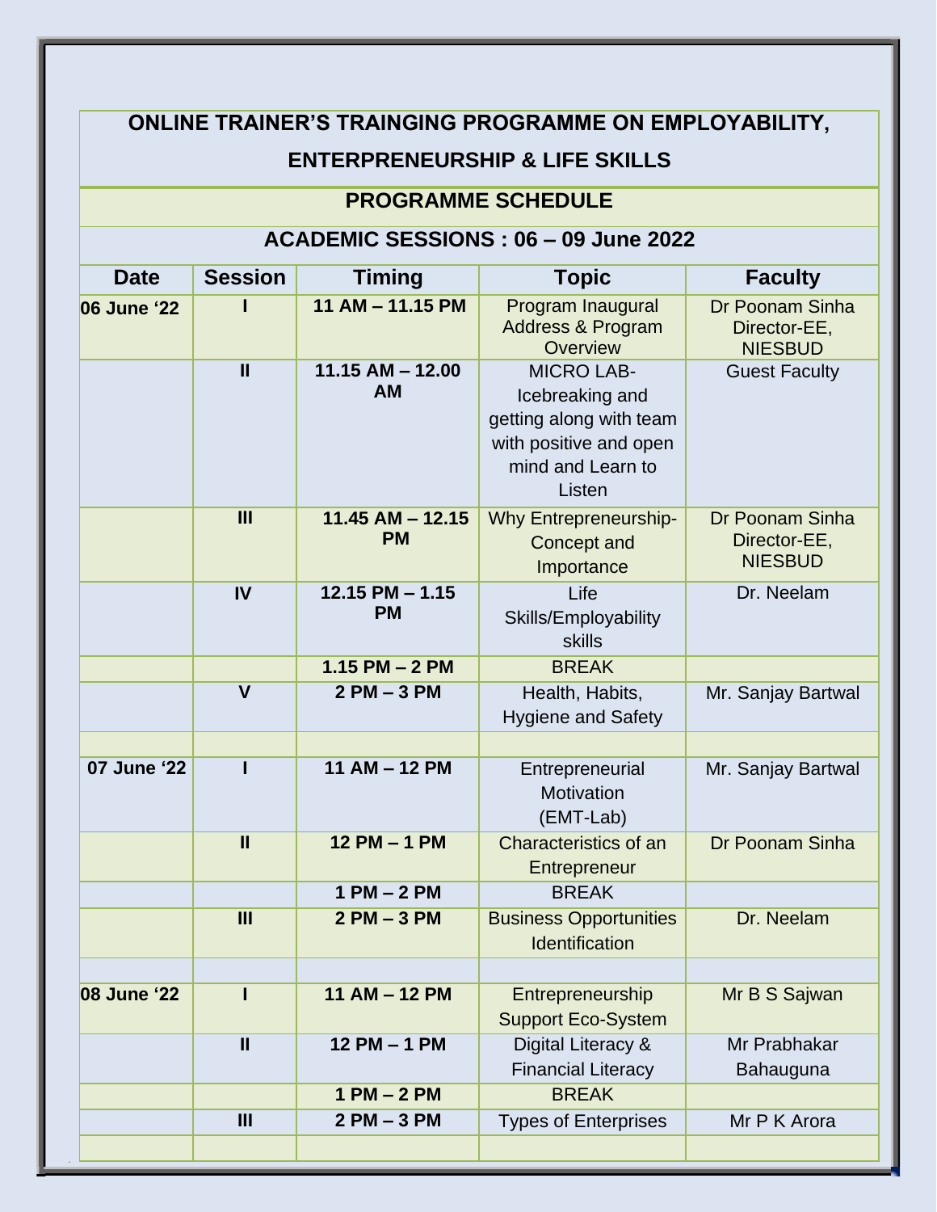**ONLINE TRAINER'S TRAINGING PROGRAMME ON EMPLOYABILITY, ENTERPRENEURSHIP & LIFE SKILLS**

**PROGRAMME SCHEDULE**

**ACADEMIC SESSIONS : 06 – 09 June 2022**

| Date | Session | Timing | Topic | Faculty |
|---|---|---|---|---|
| **06 June '22** | **I** | **11 AM – 11.15 PM** | Program Inaugural Address & Program Overview | Dr Poonam Sinha Director-EE, NIESBUD |
| | **II** | **11.15 AM – 12.00 AM** | MICRO LAB- Icebreaking and getting along with team with positive and open mind and Learn to Listen | Guest Faculty |
| | **III** | **11.45 AM – 12.15 PM** | Why Entrepreneurship- Concept and Importance | Dr Poonam Sinha Director-EE, NIESBUD |
| | **IV** | **12.15 PM – 1.15 PM** | Life Skills/Employability skills | Dr. Neelam |
| | | **1.15 PM – 2 PM** | BREAK | |
| | **V** | **2 PM – 3 PM** | Health, Habits, Hygiene and Safety | Mr. Sanjay Bartwal |
| | | | | |
| **07 June '22** | **I** | **11 AM – 12 PM** | Entrepreneurial Motivation (EMT-Lab) | Mr. Sanjay Bartwal |
| | **II** | **12 PM – 1 PM** | Characteristics of an Entrepreneur | Dr Poonam Sinha |
| | | **1 PM – 2 PM** | BREAK | |
| | **III** | **2 PM – 3 PM** | Business Opportunities Identification | Dr. Neelam |
| | | | | |
| **08 June '22** | **I** | **11 AM – 12 PM** | Entrepreneurship Support Eco-System | Mr B S Sajwan |
| | **II** | **12 PM – 1 PM** | Digital Literacy & Financial Literacy | Mr Prabhakar Bahauguna |
| | | **1 PM – 2 PM** | BREAK | |
| | **III** | **2 PM – 3 PM** | Types of Enterprises | Mr P K Arora |
| | | | | |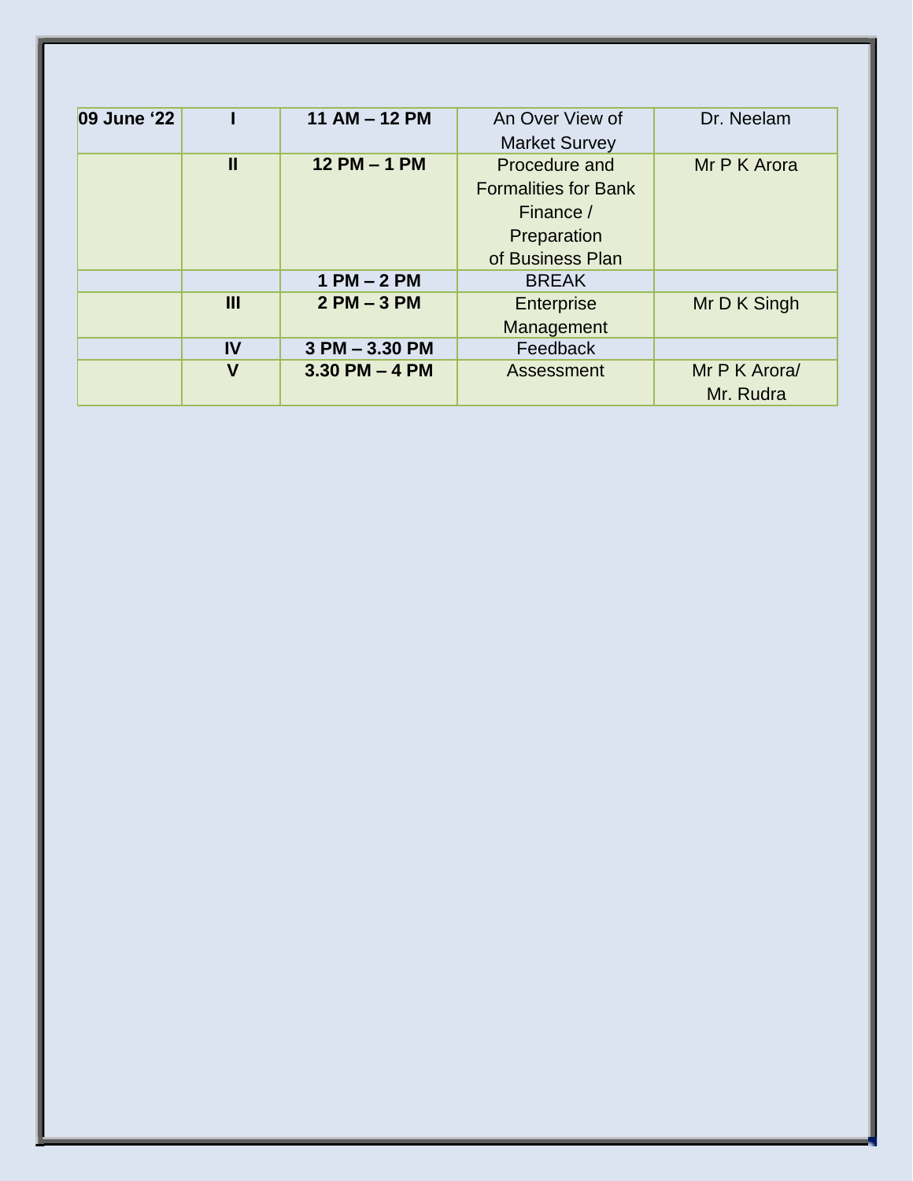| | | | | |
|---|---|---|---|---|
| **09 June '22** | **I** | **11 AM – 12 PM** | An Over View of Market Survey | Dr. Neelam |
| | **II** | **12 PM – 1 PM** | Procedure and Formalities for Bank Finance / Preparation of Business Plan | Mr P K Arora |
| | | **1 PM – 2 PM** | BREAK | |
| | **III** | **2 PM – 3 PM** | Enterprise Management | Mr D K Singh |
| | **IV** | **3 PM – 3.30 PM** | Feedback | |
| | **V** | **3.30 PM – 4 PM** | Assessment | Mr P K Arora/ Mr. Rudra |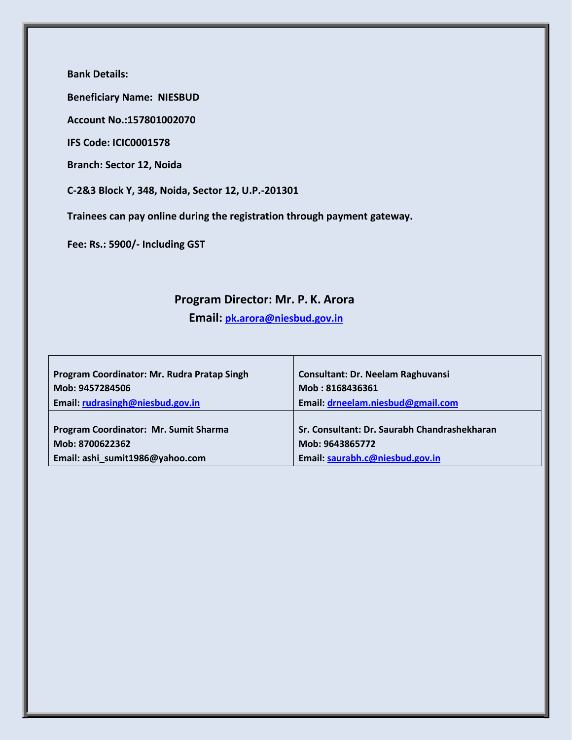**Bank Details:**

**Beneficiary Name: NIESBUD**

**Account No.:157801002070**

**IFS Code: ICIC0001578**

**Branch: Sector 12, Noida**

**C-2&3 Block Y, 348, Noida, Sector 12, U.P.-201301**

**Trainees can pay online during the registration through payment gateway.**

**Fee: Rs.: 5900/- Including GST**

**Program Director: Mr. P. K. Arora**

**Email: pk.arora@niesbud.gov.in**

| | |
|---|---|
| **Program Coordinator: Mr. Rudra Pratap Singh**<br>**Mob: 9457284506**<br>**Email: rudrasingh@niesbud.gov.in** | **Consultant: Dr. Neelam Raghuvansi**<br>**Mob : 8168436361**<br>**Email: drneelam.niesbud@gmail.com** |
| **Program Coordinator: Mr. Sumit Sharma**<br>**Mob: 8700622362**<br>**Email: ashi_sumit1986@yahoo.com** | **Sr. Consultant: Dr. Saurabh Chandrashekharan**<br>**Mob: 9643865772**<br>**Email: saurabh.c@niesbud.gov.in** |